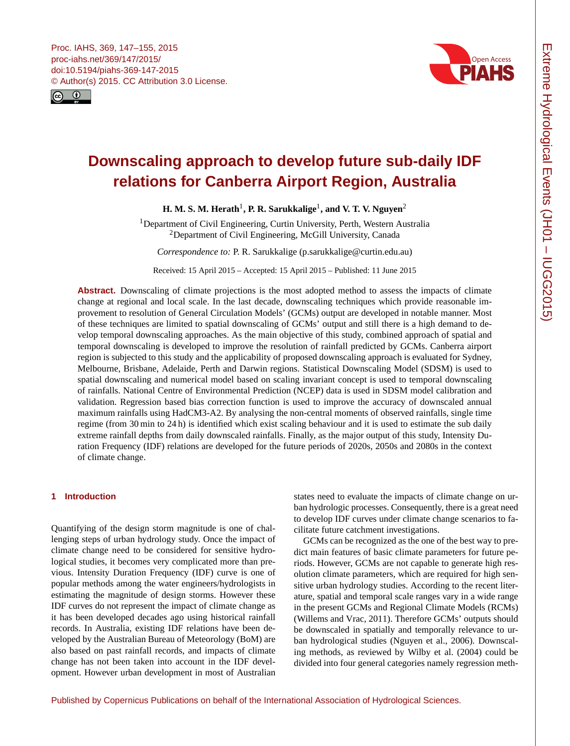# Downscaling approach to develop future sub-daily IDF relations for Canberra Airport Region, Australia

**H. M. S. M. Herath[1], P. R. Sarukkalige[1], and V. T. V. Nguyen[2]**

[1]Department of Civil Engineering, Curtin University, Perth, Western Australia
[2]Department of Civil Engineering, McGill University, Canada

*Correspondence to:* P. R. Sarukkalige (p.sarukkalige@curtin.edu.au)

Received: 15 April 2015 – Accepted: 15 April 2015 – Published: 11 June 2015

**Abstract.** Downscaling of climate projections is the most adopted method to assess the impacts of climate change at regional and local scale. In the last decade, downscaling techniques which provide reasonable improvement to resolution of General Circulation Models' (GCMs) output are developed in notable manner. Most of these techniques are limited to spatial downscaling of GCMs' output and still there is a high demand to develop temporal downscaling approaches. As the main objective of this study, combined approach of spatial and temporal downscaling is developed to improve the resolution of rainfall predicted by GCMs. Canberra airport region is subjected to this study and the applicability of proposed downscaling approach is evaluated for Sydney, Melbourne, Brisbane, Adelaide, Perth and Darwin regions. Statistical Downscaling Model (SDSM) is used to spatial downscaling and numerical model based on scaling invariant concept is used to temporal downscaling of rainfalls. National Centre of Environmental Prediction (NCEP) data is used in SDSM model calibration and validation. Regression based bias correction function is used to improve the accuracy of downscaled annual maximum rainfalls using HadCM3-A2. By analysing the non-central moments of observed rainfalls, single time regime (from 30 min to 24 h) is identified which exist scaling behaviour and it is used to estimate the sub daily extreme rainfall depths from daily downscaled rainfalls. Finally, as the major output of this study, Intensity Duration Frequency (IDF) relations are developed for the future periods of 2020s, 2050s and 2080s in the context of climate change.

## 1 Introduction

Quantifying of the design storm magnitude is one of challenging steps of urban hydrology study. Once the impact of climate change need to be considered for sensitive hydrological studies, it becomes very complicated more than previous. Intensity Duration Frequency (IDF) curve is one of popular methods among the water engineers/hydrologists in estimating the magnitude of design storms. However these IDF curves do not represent the impact of climate change as it has been developed decades ago using historical rainfall records. In Australia, existing IDF relations have been developed by the Australian Bureau of Meteorology (BoM) are also based on past rainfall records, and impacts of climate change has not been taken into account in the IDF development. However urban development in most of Australian states need to evaluate the impacts of climate change on urban hydrologic processes. Consequently, there is a great need to develop IDF curves under climate change scenarios to facilitate future catchment investigations.

GCMs can be recognized as the one of the best way to predict main features of basic climate parameters for future periods. However, GCMs are not capable to generate high resolution climate parameters, which are required for high sensitive urban hydrology studies. According to the recent literature, spatial and temporal scale ranges vary in a wide range in the present GCMs and Regional Climate Models (RCMs) (Willems and Vrac, 2011). Therefore GCMs' outputs should be downscaled in spatially and temporally relevance to urban hydrological studies (Nguyen et al., 2006). Downscaling methods, as reviewed by Wilby et al. (2004) could be divided into four general categories namely regression meth-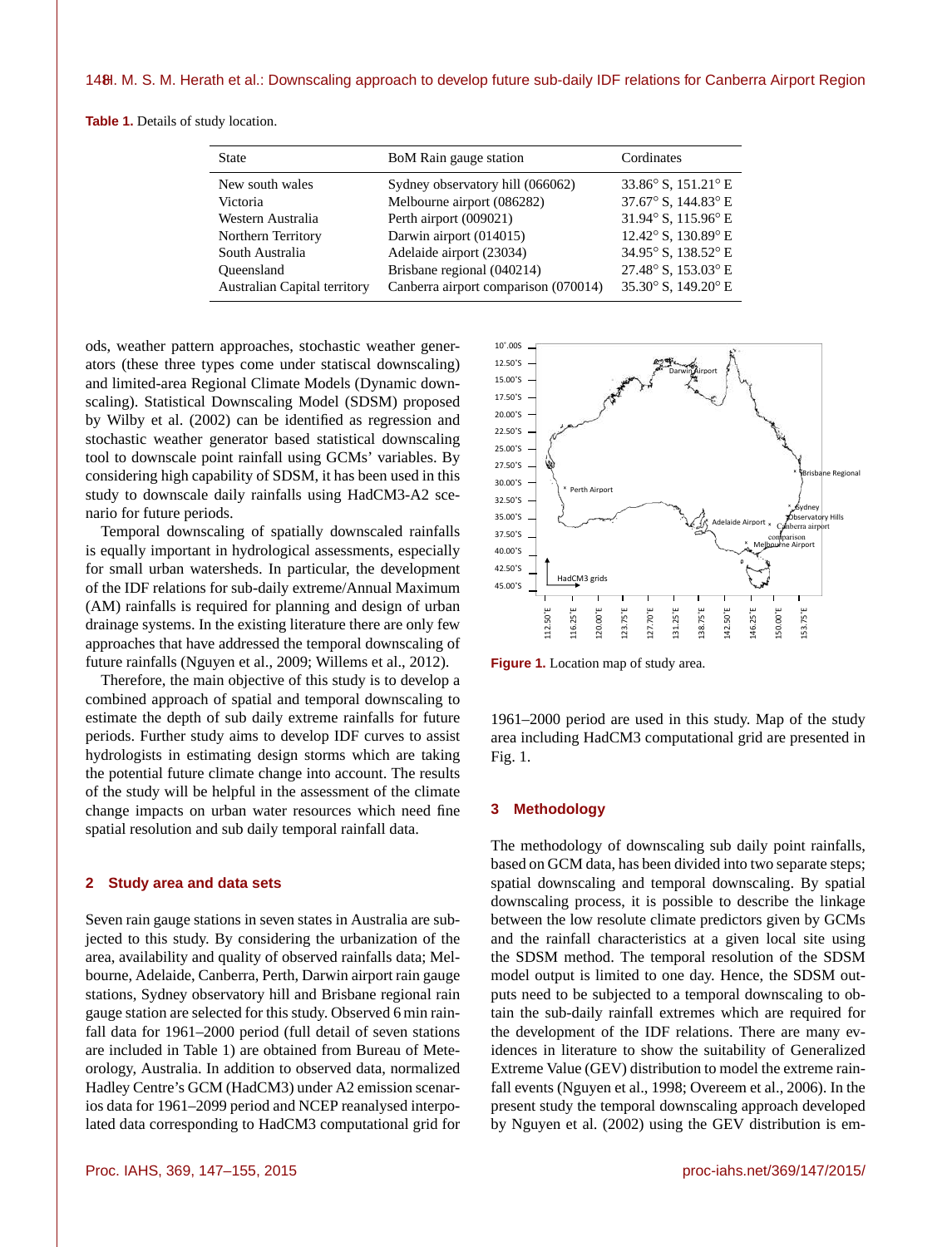**Table 1.** Details of study location.

| State | BoM Rain gauge station | Cordinates |
|---|---|---|
| New south wales | Sydney observatory hill (066062) | 33.86° S, 151.21° E |
| Victoria | Melbourne airport (086282) | 37.67° S, 144.83° E |
| Western Australia | Perth airport (009021) | 31.94° S, 115.96° E |
| Northern Territory | Darwin airport (014015) | 12.42° S, 130.89° E |
| South Australia | Adelaide airport (23034) | 34.95° S, 138.52° E |
| Queensland | Brisbane regional (040214) | 27.48° S, 153.03° E |
| Australian Capital territory | Canberra airport comparison (070014) | 35.30° S, 149.20° E |

ods, weather pattern approaches, stochastic weather generators (these three types come under statiscal downscaling) and limited-area Regional Climate Models (Dynamic downscaling). Statistical Downscaling Model (SDSM) proposed by Wilby et al. (2002) can be identified as regression and stochastic weather generator based statistical downscaling tool to downscale point rainfall using GCMs' variables. By considering high capability of SDSM, it has been used in this study to downscale daily rainfalls using HadCM3-A2 scenario for future periods.

Temporal downscaling of spatially downscaled rainfalls is equally important in hydrological assessments, especially for small urban watersheds. In particular, the development of the IDF relations for sub-daily extreme/Annual Maximum (AM) rainfalls is required for planning and design of urban drainage systems. In the existing literature there are only few approaches that have addressed the temporal downscaling of future rainfalls (Nguyen et al., 2009; Willems et al., 2012).

Therefore, the main objective of this study is to develop a combined approach of spatial and temporal downscaling to estimate the depth of sub daily extreme rainfalls for future periods. Further study aims to develop IDF curves to assist hydrologists in estimating design storms which are taking the potential future climate change into account. The results of the study will be helpful in the assessment of the climate change impacts on urban water resources which need fine spatial resolution and sub daily temporal rainfall data.

## 2 Study area and data sets

Seven rain gauge stations in seven states in Australia are subjected to this study. By considering the urbanization of the area, availability and quality of observed rainfalls data; Melbourne, Adelaide, Canberra, Perth, Darwin airport rain gauge stations, Sydney observatory hill and Brisbane regional rain gauge station are selected for this study. Observed 6 min rainfall data for 1961–2000 period (full detail of seven stations are included in Table 1) are obtained from Bureau of Meteorology, Australia. In addition to observed data, normalized Hadley Centre's GCM (HadCM3) under A2 emission scenarios data for 1961–2099 period and NCEP reanalysed interpolated data corresponding to HadCM3 computational grid for 1961–2000 period are used in this study. Map of the study area including HadCM3 computational grid are presented in Fig. 1.

**Figure 1.** Location map of study area.

## 3 Methodology

The methodology of downscaling sub daily point rainfalls, based on GCM data, has been divided into two separate steps; spatial downscaling and temporal downscaling. By spatial downscaling process, it is possible to describe the linkage between the low resolute climate predictors given by GCMs and the rainfall characteristics at a given local site using the SDSM method. The temporal resolution of the SDSM model output is limited to one day. Hence, the SDSM outputs need to be subjected to a temporal downscaling to obtain the sub-daily rainfall extremes which are required for the development of the IDF relations. There are many evidences in literature to show the suitability of Generalized Extreme Value (GEV) distribution to model the extreme rainfall events (Nguyen et al., 1998; Overeem et al., 2006). In the present study the temporal downscaling approach developed by Nguyen et al. (2002) using the GEV distribution is em-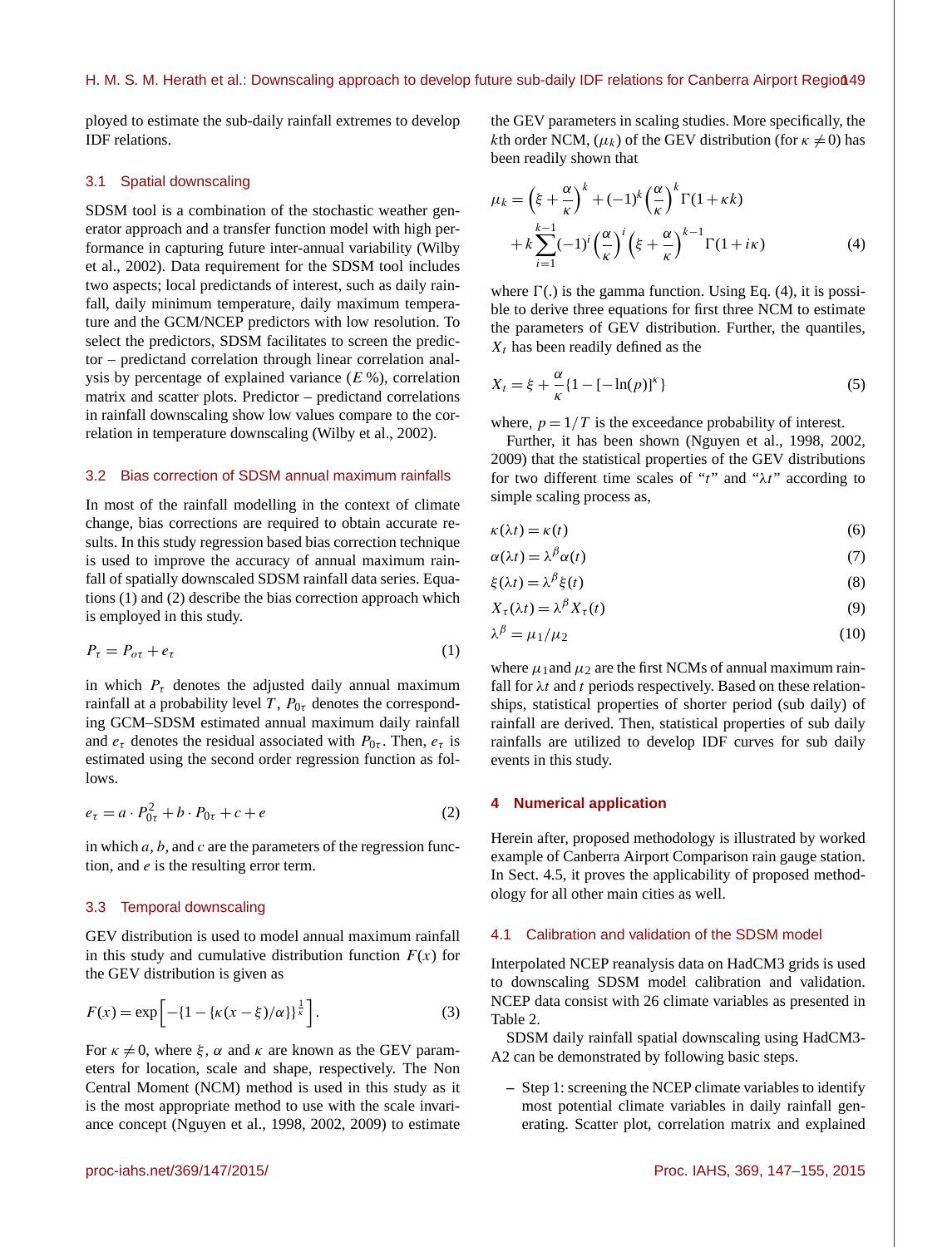ployed to estimate the sub-daily rainfall extremes to develop IDF relations.

### 3.1 Spatial downscaling

SDSM tool is a combination of the stochastic weather generator approach and a transfer function model with high performance in capturing future inter-annual variability (Wilby et al., 2002). Data requirement for the SDSM tool includes two aspects; local predictands of interest, such as daily rainfall, daily minimum temperature, daily maximum temperature and the GCM/NCEP predictors with low resolution. To select the predictors, SDSM facilitates to screen the predictor – predictand correlation through linear correlation analysis by percentage of explained variance ($E$ %), correlation matrix and scatter plots. Predictor – predictand correlations in rainfall downscaling show low values compare to the correlation in temperature downscaling (Wilby et al., 2002).

### 3.2 Bias correction of SDSM annual maximum rainfalls

In most of the rainfall modelling in the context of climate change, bias corrections are required to obtain accurate results. In this study regression based bias correction technique is used to improve the accuracy of annual maximum rainfall of spatially downscaled SDSM rainfall data series. Equations (1) and (2) describe the bias correction approach which is employed in this study.

$$P_\tau = P_{o\tau} + e_\tau \tag{1}$$

in which $P_\tau$ denotes the adjusted daily annual maximum rainfall at a probability level $T$, $P_{0\tau}$ denotes the corresponding GCM–SDSM estimated annual maximum daily rainfall and $e_\tau$ denotes the residual associated with $P_{0\tau}$. Then, $e_\tau$ is estimated using the second order regression function as follows.

$$e_\tau = a \cdot P_{0\tau}^2 + b \cdot P_{0\tau} + c + e \tag{2}$$

in which $a$, $b$, and $c$ are the parameters of the regression function, and $e$ is the resulting error term.

### 3.3 Temporal downscaling

GEV distribution is used to model annual maximum rainfall in this study and cumulative distribution function $F(x)$ for the GEV distribution is given as

$$F(x) = \exp\left[-\{1 - \{\kappa(x-\xi)/\alpha\}\}^{\frac{1}{\kappa}}\right]. \tag{3}$$

For $\kappa \neq 0$, where $\xi$, $\alpha$ and $\kappa$ are known as the GEV parameters for location, scale and shape, respectively. The Non Central Moment (NCM) method is used in this study as it is the most appropriate method to use with the scale invariance concept (Nguyen et al., 1998, 2002, 2009) to estimate the GEV parameters in scaling studies. More specifically, the $k$th order NCM, ($\mu_k$) of the GEV distribution (for $\kappa \neq 0$) has been readily shown that

$$\mu_k = \left(\xi + \frac{\alpha}{\kappa}\right)^k + (-1)^k \left(\frac{\alpha}{\kappa}\right)^k \Gamma(1+\kappa k) + k\sum_{i=1}^{k-1}(-1)^i \left(\frac{\alpha}{\kappa}\right)^i \left(\xi + \frac{\alpha}{\kappa}\right)^{k-1} \Gamma(1+i\kappa) \tag{4}$$

where $\Gamma(.)$ is the gamma function. Using Eq. (4), it is possible to derive three equations for first three NCM to estimate the parameters of GEV distribution. Further, the quantiles, $X_t$ has been readily defined as the

$$X_t = \xi + \frac{\alpha}{\kappa}\{1 - [-\ln(p)]^\kappa\} \tag{5}$$

where, $p = 1/T$ is the exceedance probability of interest.

Further, it has been shown (Nguyen et al., 1998, 2002, 2009) that the statistical properties of the GEV distributions for two different time scales of "$t$" and "$\lambda t$" according to simple scaling process as,

$$\kappa(\lambda t) = \kappa(t) \tag{6}$$

$$\alpha(\lambda t) = \lambda^\beta \alpha(t) \tag{7}$$

$$\xi(\lambda t) = \lambda^\beta \xi(t) \tag{8}$$

$$X_\tau(\lambda t) = \lambda^\beta X_\tau(t) \tag{9}$$

$$\lambda^\beta = \mu_1/\mu_2 \tag{10}$$

where $\mu_1$ and $\mu_2$ are the first NCMs of annual maximum rainfall for $\lambda t$ and $t$ periods respectively. Based on these relationships, statistical properties of shorter period (sub daily) of rainfall are derived. Then, statistical properties of sub daily rainfalls are utilized to develop IDF curves for sub daily events in this study.

## 4 Numerical application

Herein after, proposed methodology is illustrated by worked example of Canberra Airport Comparison rain gauge station. In Sect. 4.5, it proves the applicability of proposed methodology for all other main cities as well.

### 4.1 Calibration and validation of the SDSM model

Interpolated NCEP reanalysis data on HadCM3 grids is used to downscaling SDSM model calibration and validation. NCEP data consist with 26 climate variables as presented in Table 2.

SDSM daily rainfall spatial downscaling using HadCM3-A2 can be demonstrated by following basic steps.

- Step 1: screening the NCEP climate variables to identify most potential climate variables in daily rainfall generating. Scatter plot, correlation matrix and explained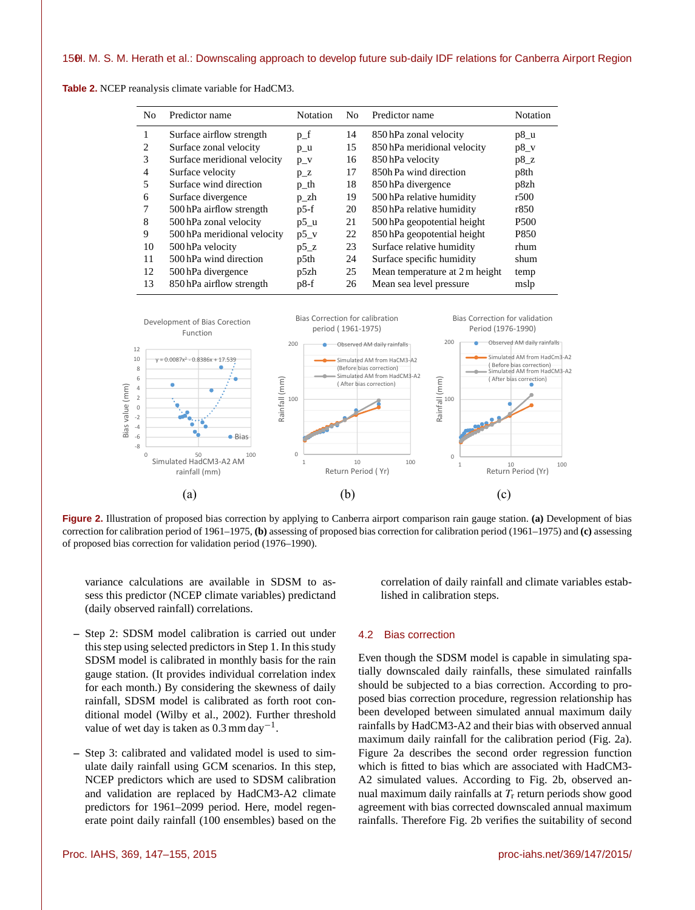**Table 2.** NCEP reanalysis climate variable for HadCM3.

| No | Predictor name | Notation | No | Predictor name | Notation |
|---|---|---|---|---|---|
| 1 | Surface airflow strength | p_f | 14 | 850 hPa zonal velocity | p8_u |
| 2 | Surface zonal velocity | p_u | 15 | 850 hPa meridional velocity | p8_v |
| 3 | Surface meridional velocity | p_v | 16 | 850 hPa velocity | p8_z |
| 4 | Surface velocity | p_z | 17 | 850h Pa wind direction | p8th |
| 5 | Surface wind direction | p_th | 18 | 850 hPa divergence | p8zh |
| 6 | Surface divergence | p_zh | 19 | 500 hPa relative humidity | r500 |
| 7 | 500 hPa airflow strength | p5-f | 20 | 850 hPa relative humidity | r850 |
| 8 | 500 hPa zonal velocity | p5_u | 21 | 500 hPa geopotential height | P500 |
| 9 | 500 hPa meridional velocity | p5_v | 22 | 850 hPa geopotential height | P850 |
| 10 | 500 hPa velocity | p5_z | 23 | Surface relative humidity | rhum |
| 11 | 500 hPa wind direction | p5th | 24 | Surface specific humidity | shum |
| 12 | 500 hPa divergence | p5zh | 25 | Mean temperature at 2 m height | temp |
| 13 | 850 hPa airflow strength | p8-f | 26 | Mean sea level pressure | mslp |

**Figure 2.** Illustration of proposed bias correction by applying to Canberra airport comparison rain gauge station. **(a)** Development of bias correction for calibration period of 1961–1975, **(b)** assessing of proposed bias correction for calibration period (1961–1975) and **(c)** assessing of proposed bias correction for validation period (1976–1990).

variance calculations are available in SDSM to assess this predictor (NCEP climate variables) predictand (daily observed rainfall) correlations.

– Step 2: SDSM model calibration is carried out under this step using selected predictors in Step 1. In this study SDSM model is calibrated in monthly basis for the rain gauge station. (It provides individual correlation index for each month.) By considering the skewness of daily rainfall, SDSM model is calibrated as forth root conditional model (Wilby et al., 2002). Further threshold value of wet day is taken as 0.3 mm day$^{-1}$.

– Step 3: calibrated and validated model is used to simulate daily rainfall using GCM scenarios. In this step, NCEP predictors which are used to SDSM calibration and validation are replaced by HadCM3-A2 climate predictors for 1961–2099 period. Here, model regenerate point daily rainfall (100 ensembles) based on the correlation of daily rainfall and climate variables established in calibration steps.

## 4.2 Bias correction

Even though the SDSM model is capable in simulating spatially downscaled daily rainfalls, these simulated rainfalls should be subjected to a bias correction. According to proposed bias correction procedure, regression relationship has been developed between simulated annual maximum daily rainfalls by HadCM3-A2 and their bias with observed annual maximum daily rainfall for the calibration period (Fig. 2a). Figure 2a describes the second order regression function which is fitted to bias which are associated with HadCM3-A2 simulated values. According to Fig. 2b, observed annual maximum daily rainfalls at $T_r$ return periods show good agreement with bias corrected downscaled annual maximum rainfalls. Therefore Fig. 2b verifies the suitability of second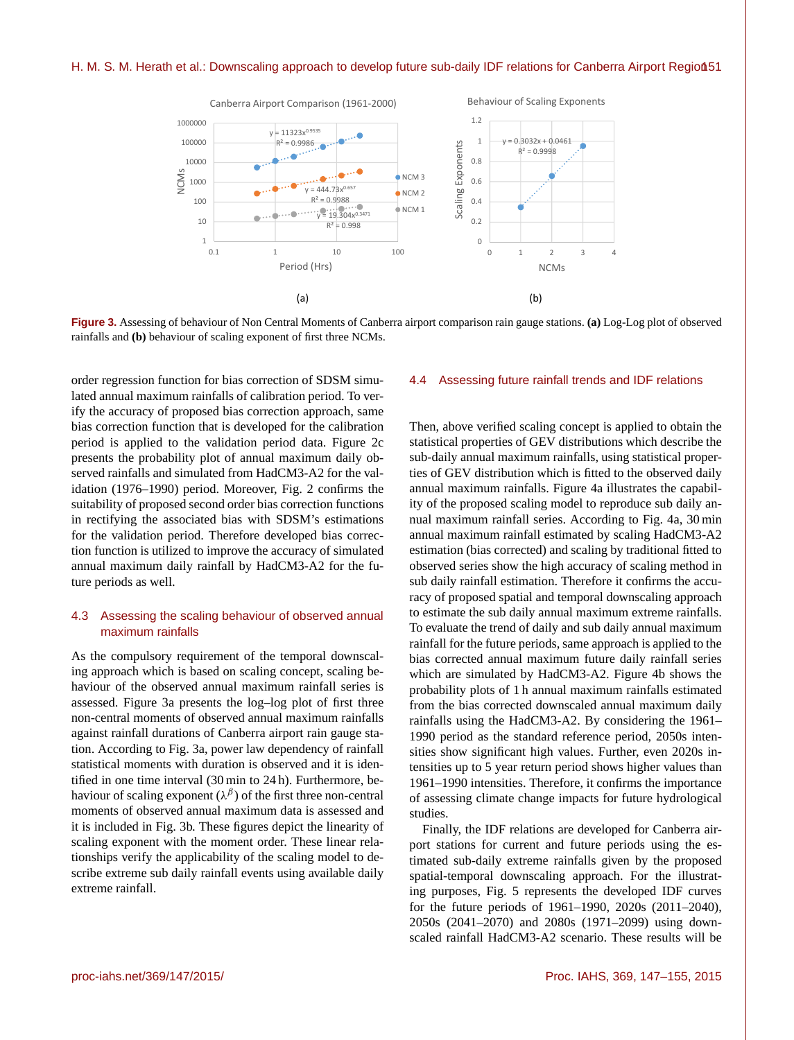Figure 3. Assessing of behaviour of Non Central Moments of Canberra airport comparison rain gauge stations. **(a)** Log-Log plot of observed rainfalls and **(b)** behaviour of scaling exponent of first three NCMs.

order regression function for bias correction of SDSM simulated annual maximum rainfalls of calibration period. To verify the accuracy of proposed bias correction approach, same bias correction function that is developed for the calibration period is applied to the validation period data. Figure 2c presents the probability plot of annual maximum daily observed rainfalls and simulated from HadCM3-A2 for the validation (1976–1990) period. Moreover, Fig. 2 confirms the suitability of proposed second order bias correction functions in rectifying the associated bias with SDSM's estimations for the validation period. Therefore developed bias correction function is utilized to improve the accuracy of simulated annual maximum daily rainfall by HadCM3-A2 for the future periods as well.

## 4.3 Assessing the scaling behaviour of observed annual maximum rainfalls

As the compulsory requirement of the temporal downscaling approach which is based on scaling concept, scaling behaviour of the observed annual maximum rainfall series is assessed. Figure 3a presents the log–log plot of first three non-central moments of observed annual maximum rainfalls against rainfall durations of Canberra airport rain gauge station. According to Fig. 3a, power law dependency of rainfall statistical moments with duration is observed and it is identified in one time interval (30 min to 24 h). Furthermore, behaviour of scaling exponent ($\lambda^{\beta}$) of the first three non-central moments of observed annual maximum data is assessed and it is included in Fig. 3b. These figures depict the linearity of scaling exponent with the moment order. These linear relationships verify the applicability of the scaling model to describe extreme sub daily rainfall events using available daily extreme rainfall.

## 4.4 Assessing future rainfall trends and IDF relations

Then, above verified scaling concept is applied to obtain the statistical properties of GEV distributions which describe the sub-daily annual maximum rainfalls, using statistical properties of GEV distribution which is fitted to the observed daily annual maximum rainfalls. Figure 4a illustrates the capability of the proposed scaling model to reproduce sub daily annual maximum rainfall series. According to Fig. 4a, 30 min annual maximum rainfall estimated by scaling HadCM3-A2 estimation (bias corrected) and scaling by traditional fitted to observed series show the high accuracy of scaling method in sub daily rainfall estimation. Therefore it confirms the accuracy of proposed spatial and temporal downscaling approach to estimate the sub daily annual maximum extreme rainfalls. To evaluate the trend of daily and sub daily annual maximum rainfall for the future periods, same approach is applied to the bias corrected annual maximum future daily rainfall series which are simulated by HadCM3-A2. Figure 4b shows the probability plots of 1 h annual maximum rainfalls estimated from the bias corrected downscaled annual maximum daily rainfalls using the HadCM3-A2. By considering the 1961–1990 period as the standard reference period, 2050s intensities show significant high values. Further, even 2020s intensities up to 5 year return period shows higher values than 1961–1990 intensities. Therefore, it confirms the importance of assessing climate change impacts for future hydrological studies.

Finally, the IDF relations are developed for Canberra airport stations for current and future periods using the estimated sub-daily extreme rainfalls given by the proposed spatial-temporal downscaling approach. For the illustrating purposes, Fig. 5 represents the developed IDF curves for the future periods of 1961–1990, 2020s (2011–2040), 2050s (2041–2070) and 2080s (1971–2099) using downscaled rainfall HadCM3-A2 scenario. These results will be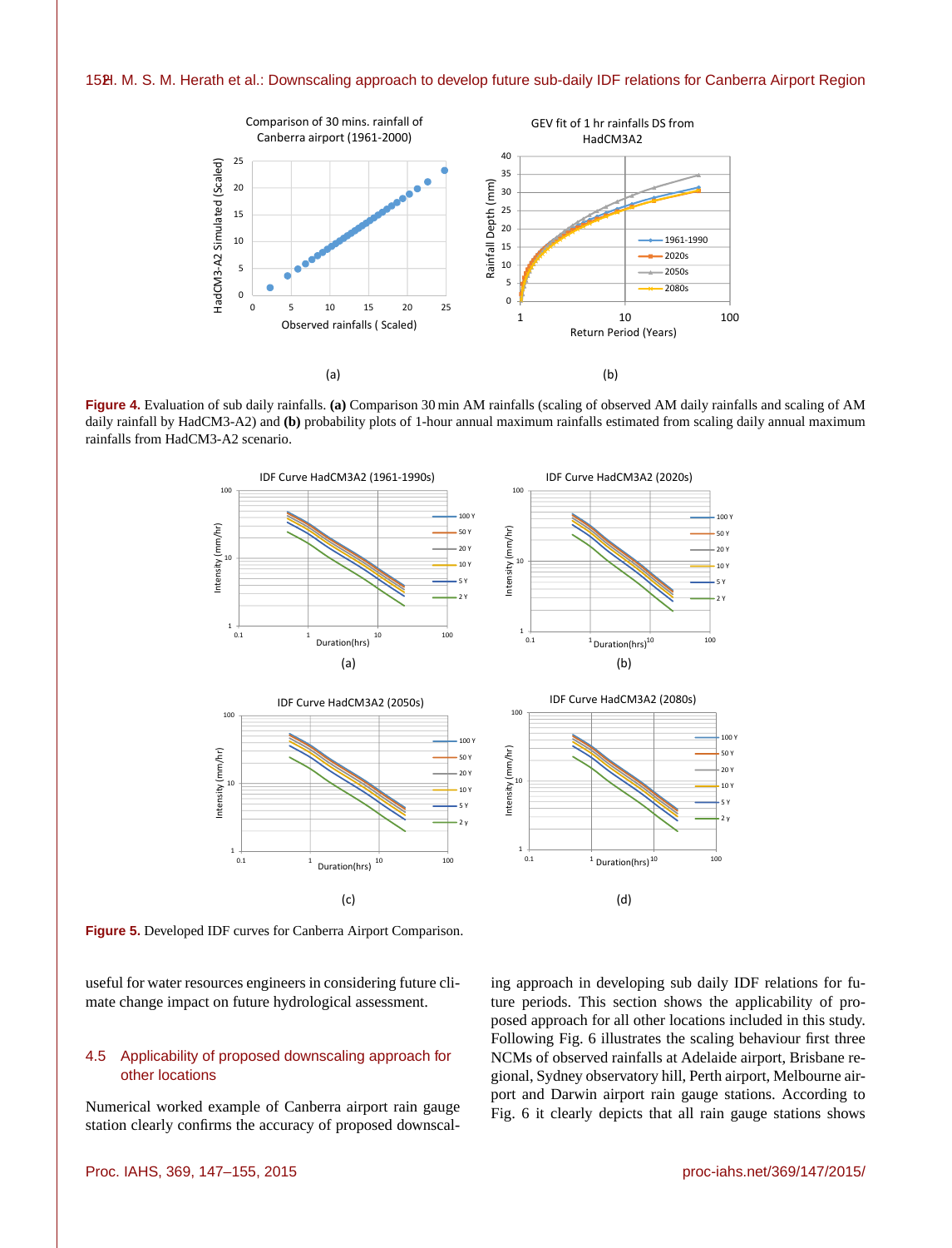**Figure 4.** Evaluation of sub daily rainfalls. **(a)** Comparison 30 min AM rainfalls (scaling of observed AM daily rainfalls and scaling of AM daily rainfall by HadCM3-A2) and **(b)** probability plots of 1-hour annual maximum rainfalls estimated from scaling daily annual maximum rainfalls from HadCM3-A2 scenario.

**Figure 5.** Developed IDF curves for Canberra Airport Comparison.

useful for water resources engineers in considering future climate change impact on future hydrological assessment.

## 4.5 Applicability of proposed downscaling approach for other locations

Numerical worked example of Canberra airport rain gauge station clearly confirms the accuracy of proposed downscaling approach in developing sub daily IDF relations for future periods. This section shows the applicability of proposed approach for all other locations included in this study. Following Fig. 6 illustrates the scaling behaviour first three NCMs of observed rainfalls at Adelaide airport, Brisbane regional, Sydney observatory hill, Perth airport, Melbourne airport and Darwin airport rain gauge stations. According to Fig. 6 it clearly depicts that all rain gauge stations shows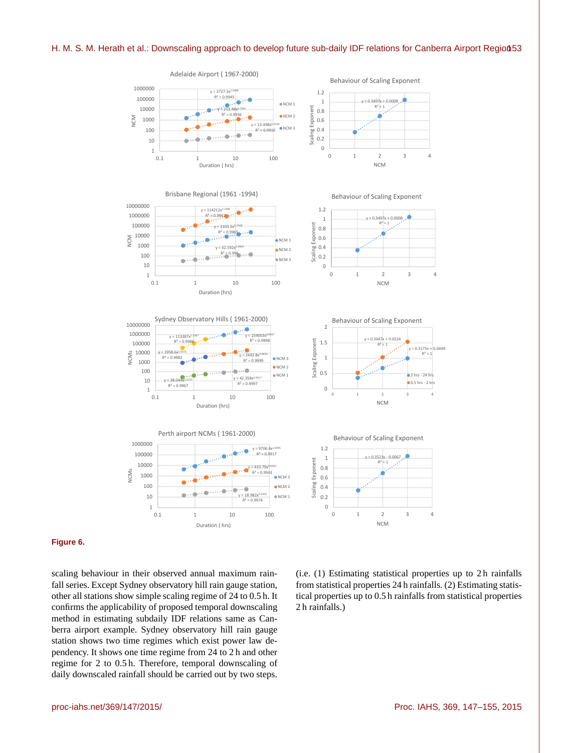**Figure 6.**

scaling behaviour in their observed annual maximum rainfall series. Except Sydney observatory hill rain gauge station, other all stations show simple scaling regime of 24 to 0.5 h. It confirms the applicability of proposed temporal downscaling method in estimating subdaily IDF relations same as Canberra airport example. Sydney observatory hill rain gauge station shows two time regimes which exist power law dependency. It shows one time regime from 24 to 2 h and other regime for 2 to 0.5 h. Therefore, temporal downscaling of daily downscaled rainfall should be carried out by two steps. (i.e. (1) Estimating statistical properties up to 2 h rainfalls from statistical properties 24 h rainfalls. (2) Estimating statistical properties up to 0.5 h rainfalls from statistical properties 2 h rainfalls.)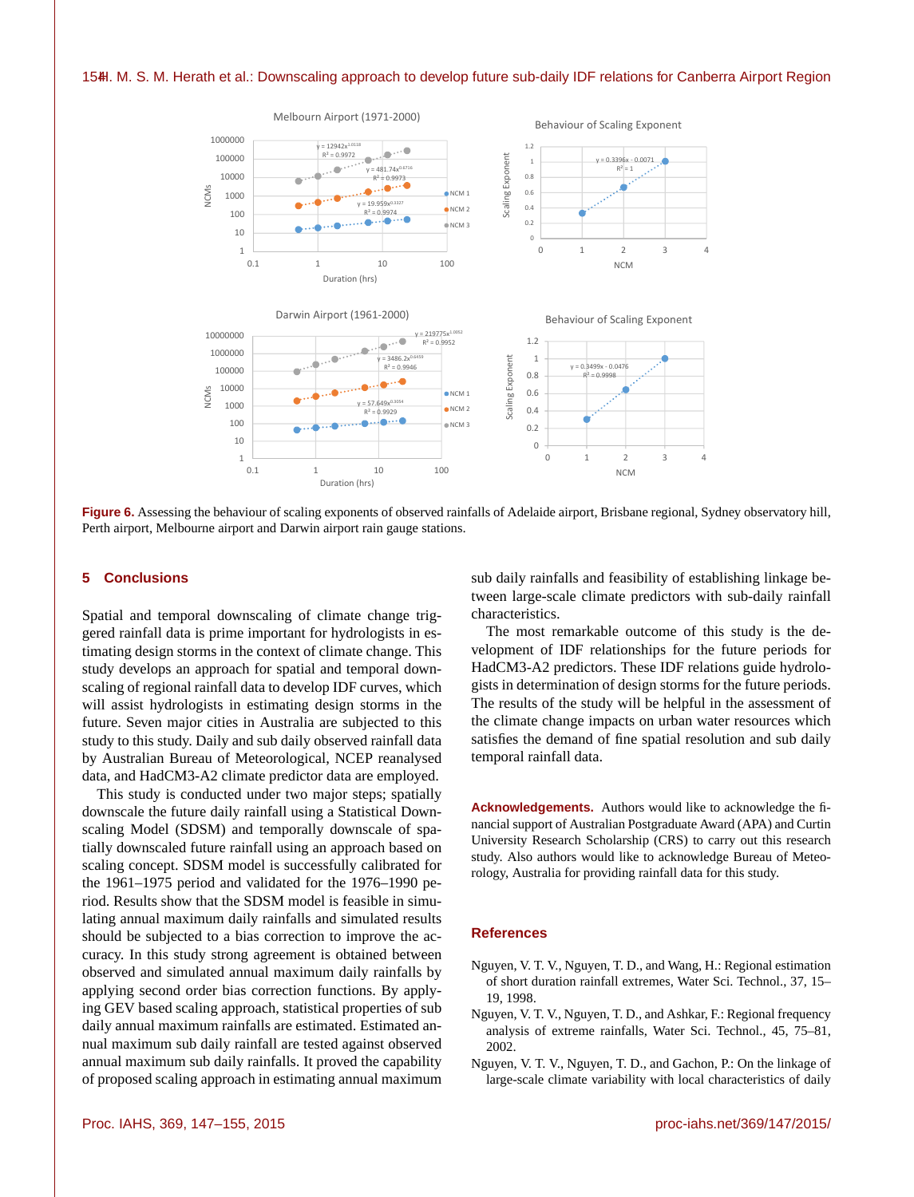Figure 6. Assessing the behaviour of scaling exponents of observed rainfalls of Adelaide airport, Brisbane regional, Sydney observatory hill, Perth airport, Melbourne airport and Darwin airport rain gauge stations.

## 5 Conclusions

Spatial and temporal downscaling of climate change triggered rainfall data is prime important for hydrologists in estimating design storms in the context of climate change. This study develops an approach for spatial and temporal downscaling of regional rainfall data to develop IDF curves, which will assist hydrologists in estimating design storms in the future. Seven major cities in Australia are subjected to this study to this study. Daily and sub daily observed rainfall data by Australian Bureau of Meteorological, NCEP reanalysed data, and HadCM3-A2 climate predictor data are employed.

This study is conducted under two major steps; spatially downscale the future daily rainfall using a Statistical Downscaling Model (SDSM) and temporally downscale of spatially downscaled future rainfall using an approach based on scaling concept. SDSM model is successfully calibrated for the 1961–1975 period and validated for the 1976–1990 period. Results show that the SDSM model is feasible in simulating annual maximum daily rainfalls and simulated results should be subjected to a bias correction to improve the accuracy. In this study strong agreement is obtained between observed and simulated annual maximum daily rainfalls by applying second order bias correction functions. By applying GEV based scaling approach, statistical properties of sub daily annual maximum rainfalls are estimated. Estimated annual maximum sub daily rainfall are tested against observed annual maximum sub daily rainfalls. It proved the capability of proposed scaling approach in estimating annual maximum sub daily rainfalls and feasibility of establishing linkage between large-scale climate predictors with sub-daily rainfall characteristics.

The most remarkable outcome of this study is the development of IDF relationships for the future periods for HadCM3-A2 predictors. These IDF relations guide hydrologists in determination of design storms for the future periods. The results of the study will be helpful in the assessment of the climate change impacts on urban water resources which satisfies the demand of fine spatial resolution and sub daily temporal rainfall data.

**Acknowledgements.** Authors would like to acknowledge the financial support of Australian Postgraduate Award (APA) and Curtin University Research Scholarship (CRS) to carry out this research study. Also authors would like to acknowledge Bureau of Meteorology, Australia for providing rainfall data for this study.

## References

Nguyen, V. T. V., Nguyen, T. D., and Wang, H.: Regional estimation of short duration rainfall extremes, Water Sci. Technol., 37, 15–19, 1998.

Nguyen, V. T. V., Nguyen, T. D., and Ashkar, F.: Regional frequency analysis of extreme rainfalls, Water Sci. Technol., 45, 75–81, 2002.

Nguyen, V. T. V., Nguyen, T. D., and Gachon, P.: On the linkage of large-scale climate variability with local characteristics of daily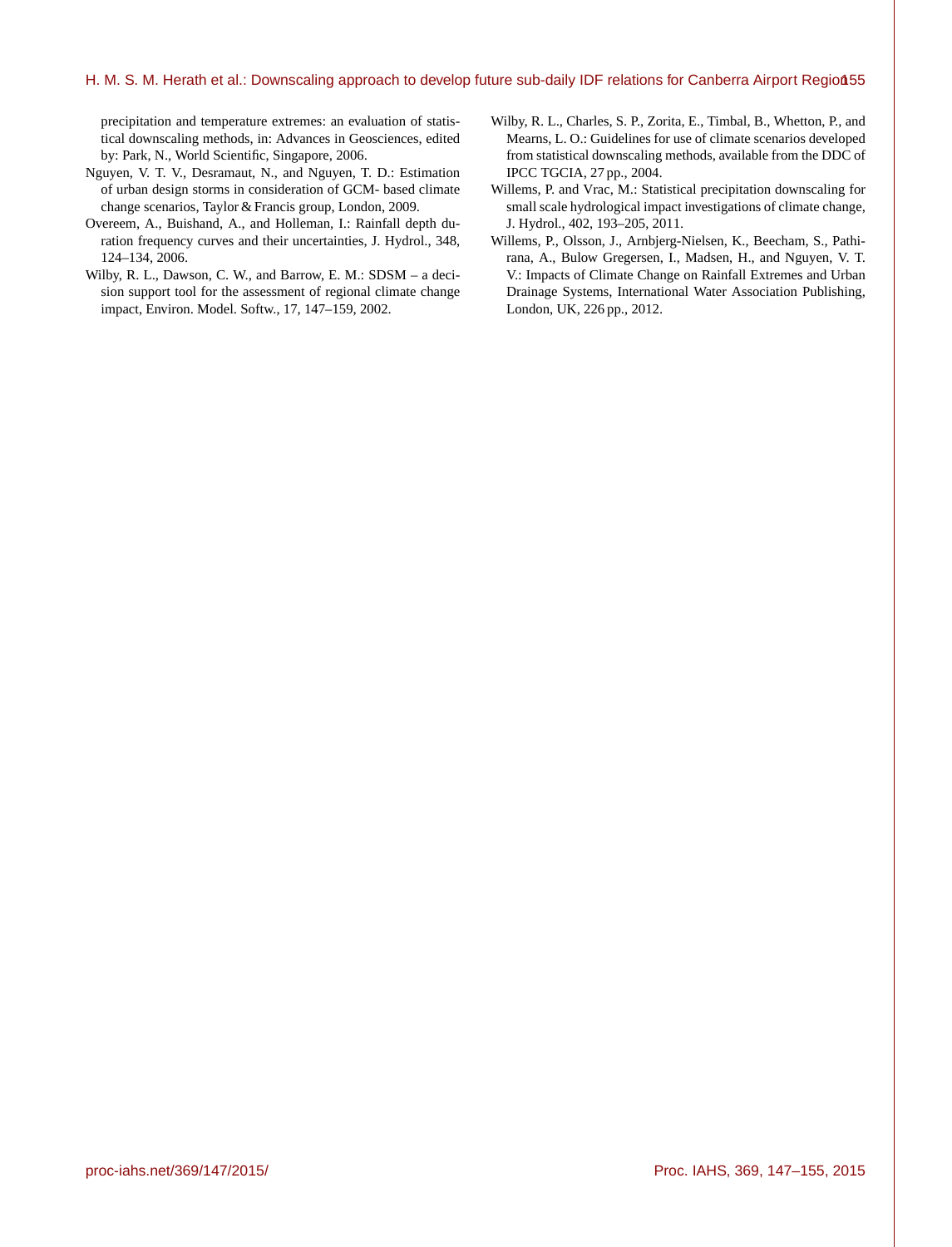precipitation and temperature extremes: an evaluation of statistical downscaling methods, in: Advances in Geosciences, edited by: Park, N., World Scientific, Singapore, 2006.

Nguyen, V. T. V., Desramaut, N., and Nguyen, T. D.: Estimation of urban design storms in consideration of GCM- based climate change scenarios, Taylor & Francis group, London, 2009.

Overeem, A., Buishand, A., and Holleman, I.: Rainfall depth duration frequency curves and their uncertainties, J. Hydrol., 348, 124–134, 2006.

Wilby, R. L., Dawson, C. W., and Barrow, E. M.: SDSM – a decision support tool for the assessment of regional climate change impact, Environ. Model. Softw., 17, 147–159, 2002.

Wilby, R. L., Charles, S. P., Zorita, E., Timbal, B., Whetton, P., and Mearns, L. O.: Guidelines for use of climate scenarios developed from statistical downscaling methods, available from the DDC of IPCC TGCIA, 27 pp., 2004.

Willems, P. and Vrac, M.: Statistical precipitation downscaling for small scale hydrological impact investigations of climate change, J. Hydrol., 402, 193–205, 2011.

Willems, P., Olsson, J., Arnbjerg-Nielsen, K., Beecham, S., Pathirana, A., Bulow Gregersen, I., Madsen, H., and Nguyen, V. T. V.: Impacts of Climate Change on Rainfall Extremes and Urban Drainage Systems, International Water Association Publishing, London, UK, 226 pp., 2012.